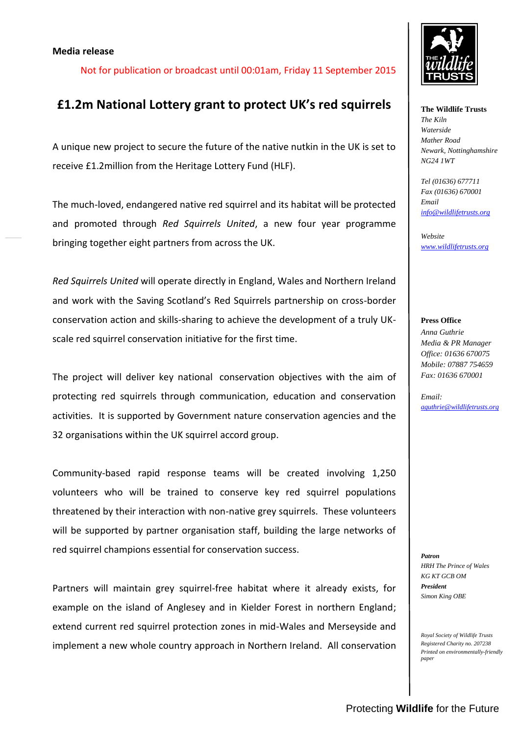**Media release**

Not for publication or broadcast until 00:01am, Friday 11 September 2015

# £1.2m National Lottery grant to protect UK's red squirrels

A unique new project to secure the future of the native nutkin in the UK is set to receive £1.2million from the Heritage Lottery Fund (HLF).

The much-loved, endangered native red squirrel and its habitat will be protected and promoted through *Red Squirrels United*, a new four year programme bringing together eight partners from across the UK.

*Red Squirrels United* will operate directly in England, Wales and Northern Ireland and work with the Saving Scotland's Red Squirrels partnership on cross-border conservation action and skills-sharing to achieve the development of a truly UK-scale red squirrel conservation initiative for the first time.

The project will deliver key national conservation objectives with the aim of protecting red squirrels through communication, education and conservation activities. It is supported by Government nature conservation agencies and the 32 organisations within the UK squirrel accord group.

Community-based rapid response teams will be created involving 1,250 volunteers who will be trained to conserve key red squirrel populations threatened by their interaction with non-native grey squirrels. These volunteers will be supported by partner organisation staff, building the large networks of red squirrel champions essential for conservation success.

Partners will maintain grey squirrel-free habitat where it already exists, for example on the island of Anglesey and in Kielder Forest in northern England; extend current red squirrel protection zones in mid-Wales and Merseyside and implement a new whole country approach in Northern Ireland. All conservation

**The Wildlife Trusts**
*The Kiln*
*Waterside*
*Mather Road*
*Newark, Nottinghamshire*
*NG24 1WT*

*Tel (01636) 677711*
*Fax (01636) 670001*
*Email*
*info@wildlifetrusts.org*

*Website*
*www.wildlifetrusts.org*

**Press Office**
*Anna Guthrie*
*Media & PR Manager*
*Office: 01636 670075*
*Mobile: 07887 754659*
*Fax: 01636 670001*

*Email:*
*aguthrie@wildlifetrusts.org*

***Patron***
*HRH The Prince of Wales KG KT GCB OM*
***President***
*Simon King OBE*

*Royal Society of Wildlife Trusts*
*Registered Charity no. 207238*
*Printed on environmentally-friendly paper*

Protecting **Wildlife** for the Future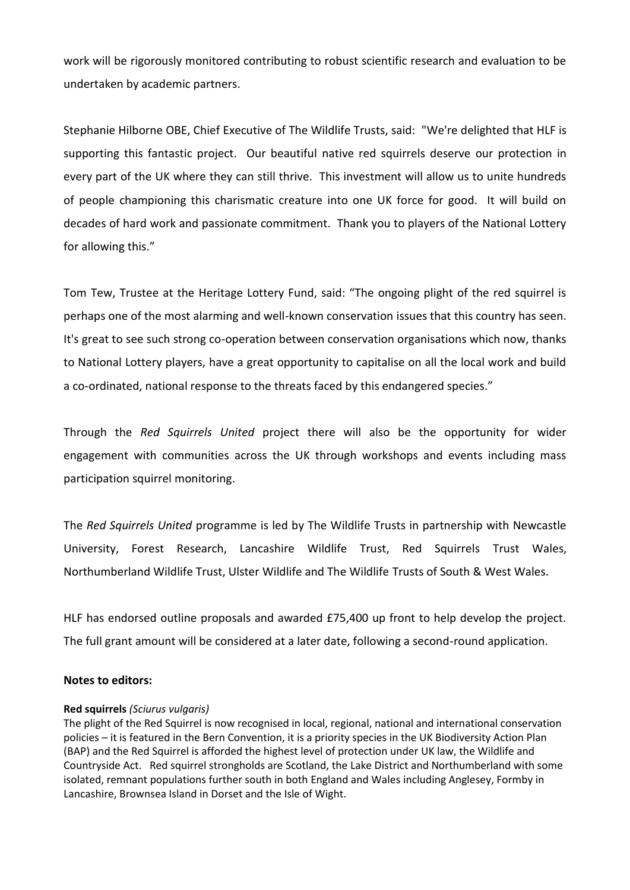work will be rigorously monitored contributing to robust scientific research and evaluation to be undertaken by academic partners.

Stephanie Hilborne OBE, Chief Executive of The Wildlife Trusts, said: "We're delighted that HLF is supporting this fantastic project. Our beautiful native red squirrels deserve our protection in every part of the UK where they can still thrive. This investment will allow us to unite hundreds of people championing this charismatic creature into one UK force for good. It will build on decades of hard work and passionate commitment. Thank you to players of the National Lottery for allowing this."

Tom Tew, Trustee at the Heritage Lottery Fund, said: "The ongoing plight of the red squirrel is perhaps one of the most alarming and well-known conservation issues that this country has seen. It's great to see such strong co-operation between conservation organisations which now, thanks to National Lottery players, have a great opportunity to capitalise on all the local work and build a co-ordinated, national response to the threats faced by this endangered species."

Through the *Red Squirrels United* project there will also be the opportunity for wider engagement with communities across the UK through workshops and events including mass participation squirrel monitoring.

The *Red Squirrels United* programme is led by The Wildlife Trusts in partnership with Newcastle University, Forest Research, Lancashire Wildlife Trust, Red Squirrels Trust Wales, Northumberland Wildlife Trust, Ulster Wildlife and The Wildlife Trusts of South & West Wales.

HLF has endorsed outline proposals and awarded £75,400 up front to help develop the project. The full grant amount will be considered at a later date, following a second-round application.

**Notes to editors:**

**Red squirrels** *(Sciurus vulgaris)*

The plight of the Red Squirrel is now recognised in local, regional, national and international conservation policies – it is featured in the Bern Convention, it is a priority species in the UK Biodiversity Action Plan (BAP) and the Red Squirrel is afforded the highest level of protection under UK law, the Wildlife and Countryside Act. Red squirrel strongholds are Scotland, the Lake District and Northumberland with some isolated, remnant populations further south in both England and Wales including Anglesey, Formby in Lancashire, Brownsea Island in Dorset and the Isle of Wight.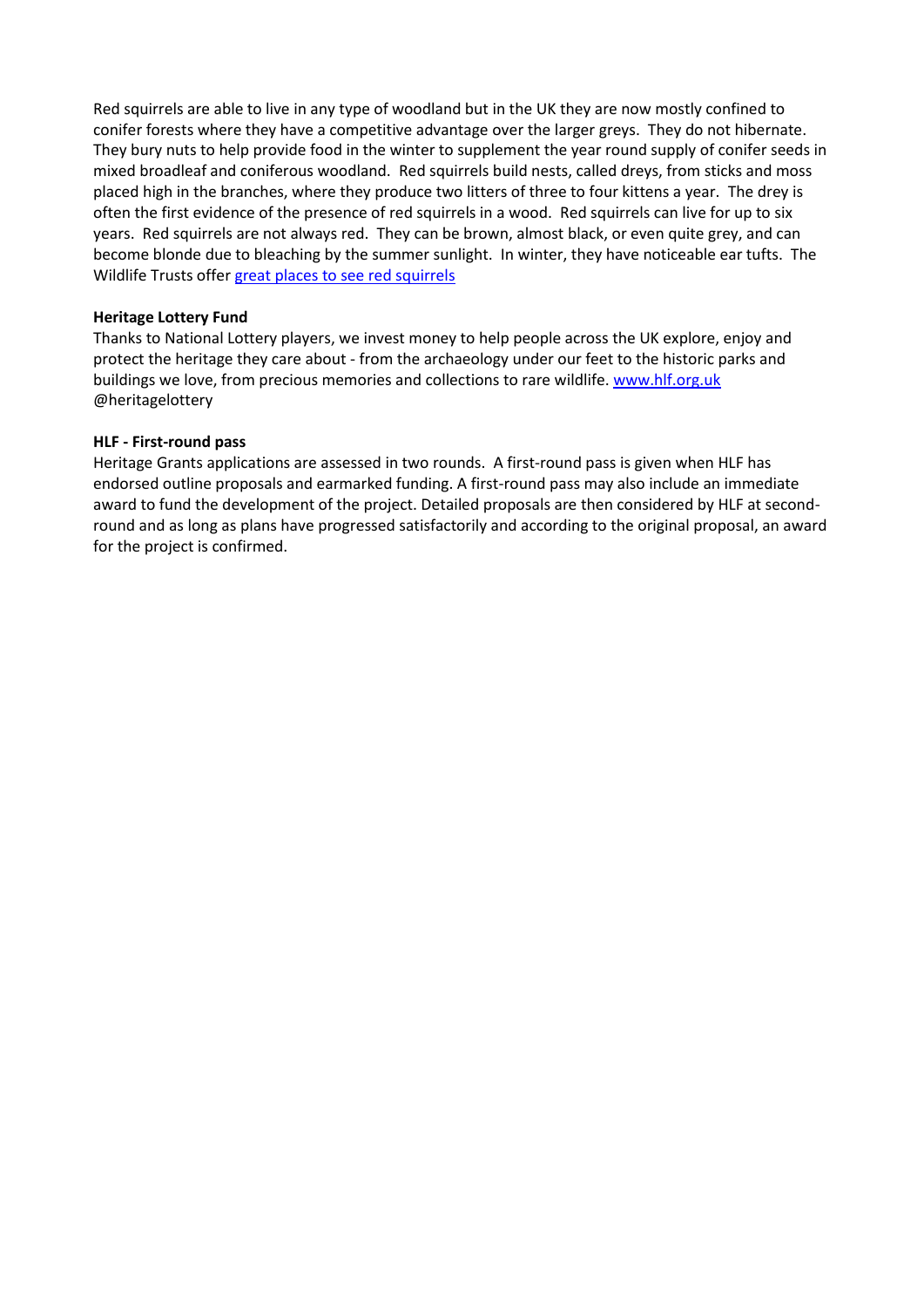Red squirrels are able to live in any type of woodland but in the UK they are now mostly confined to conifer forests where they have a competitive advantage over the larger greys. They do not hibernate. They bury nuts to help provide food in the winter to supplement the year round supply of conifer seeds in mixed broadleaf and coniferous woodland. Red squirrels build nests, called dreys, from sticks and moss placed high in the branches, where they produce two litters of three to four kittens a year. The drey is often the first evidence of the presence of red squirrels in a wood. Red squirrels can live for up to six years. Red squirrels are not always red. They can be brown, almost black, or even quite grey, and can become blonde due to bleaching by the summer sunlight. In winter, they have noticeable ear tufts. The Wildlife Trusts offer great places to see red squirrels

**Heritage Lottery Fund**

Thanks to National Lottery players, we invest money to help people across the UK explore, enjoy and protect the heritage they care about - from the archaeology under our feet to the historic parks and buildings we love, from precious memories and collections to rare wildlife. www.hlf.org.uk @heritagelottery

**HLF - First-round pass**

Heritage Grants applications are assessed in two rounds. A first-round pass is given when HLF has endorsed outline proposals and earmarked funding. A first-round pass may also include an immediate award to fund the development of the project. Detailed proposals are then considered by HLF at second-round and as long as plans have progressed satisfactorily and according to the original proposal, an award for the project is confirmed.